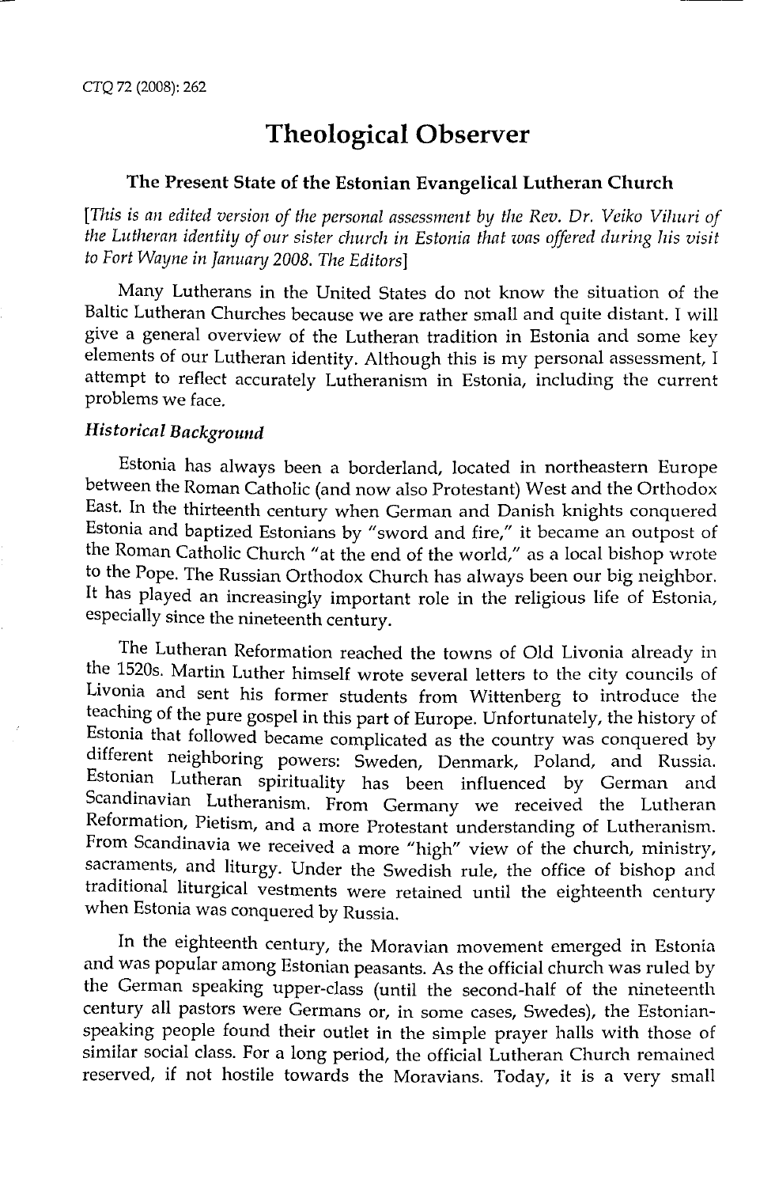# Theological Observer

## The Present State of the Estonian Evangelical Lutheran Church

*[This is an edited version of the personal assessment by the Rev. Dr. Veiko Vihuri of the Lutheran identity of our sister church in Estonia that was offered during his visit to Fort Wayne in January 2008. The Editors]*

Many Lutherans in the United States do not know the situation of the Baltic Lutheran Churches because we are rather small and quite distant. I will give a general overview of the Lutheran tradition in Estonia and some key elements of our Lutheran identity. Although this is my personal assessment, I attempt to reflect accurately Lutheranism in Estonia, including the current problems we face.

### *Historical Background*

Estonia has always been a borderland, located in northeastern Europe between the Roman Catholic (and now also Protestant) West and the Orthodox East. In the thirteenth century when German and Danish knights conquered Estonia and baptized Estonians by "sword and fire," it became an outpost of the Roman Catholic Church "at the end of the world," as a local bishop wrote to the Pope. The Russian Orthodox Church has always been our big neighbor. It has played an increasingly important role in the religious life of Estonia, especially since the nineteenth century.

The Lutheran Reformation reached the towns of Old Livonia already in the 1520s. Martin Luther himself wrote several letters to the city councils of Livonia and sent his former students from Wittenberg to introduce the teaching of the pure gospel in this part of Europe. Unfortunately, the history of Estonia that followed became complicated as the country was conquered by different neighboring powers: Sweden, Denmark, Poland, and Russia. Estonian Lutheran spirituality has been influenced by German and Scandinavian Lutheranism. From Germany we received the Lutheran Reformation, Pietism, and a more Protestant understanding of Lutheranism. From Scandinavia we received a more "high" view of the church, ministry, sacraments, and liturgy. Under the Swedish rule, the office of bishop and traditional liturgical vestments were retained until the eighteenth century when Estonia was conquered by Russia.

In the eighteenth century, the Moravian movement emerged in Estonia and was popular among Estonian peasants. As the official church was ruled by the German speaking upper-class (until the second-half of the nineteenth century all pastors were Germans or, in some cases, Swedes), the Estonian-speaking people found their outlet in the simple prayer halls with those of similar social class. For a long period, the official Lutheran Church remained reserved, if not hostile towards the Moravians. Today, it is a very small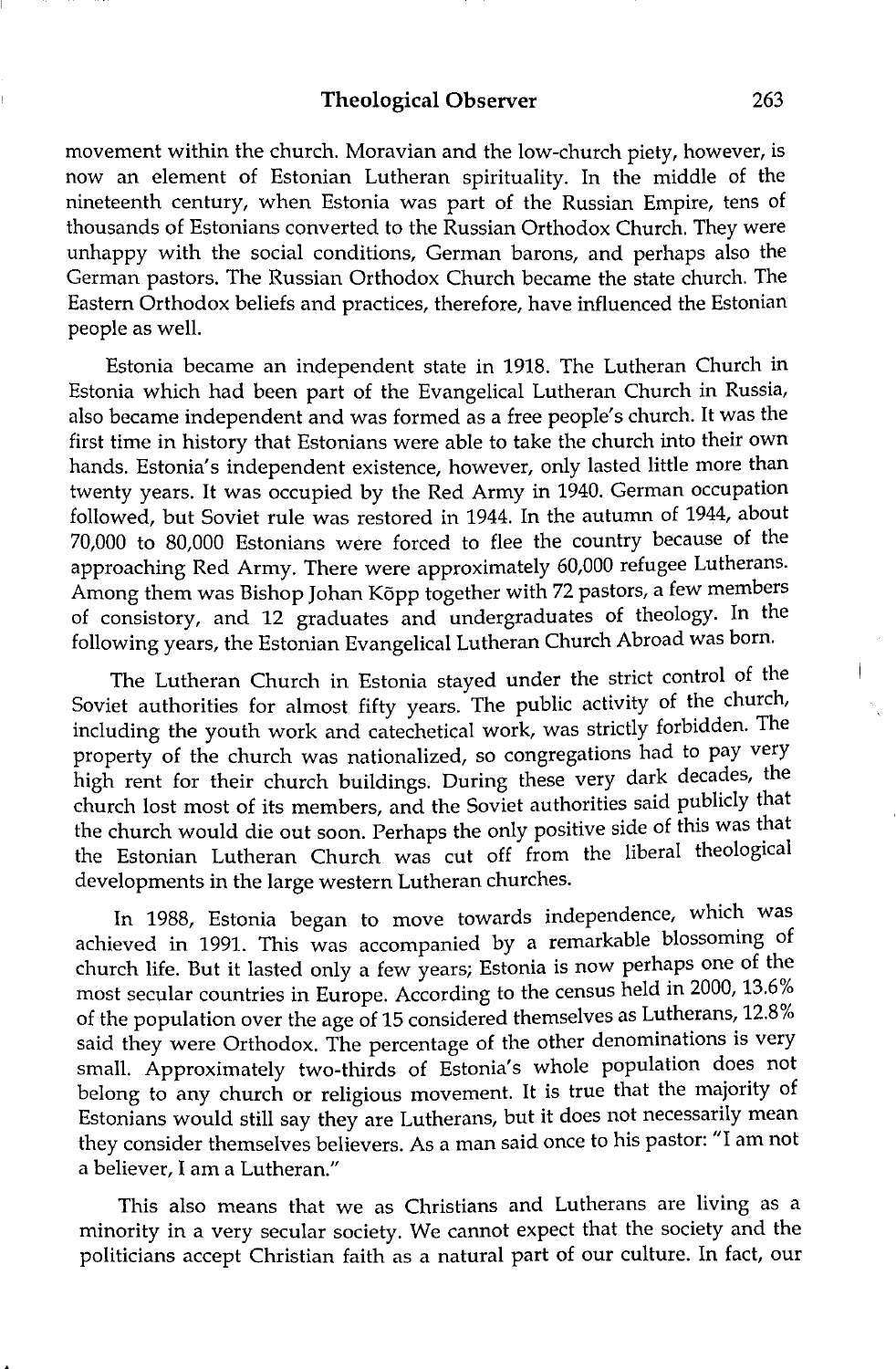movement within the church. Moravian and the low-church piety, however, is now an element of Estonian Lutheran spirituality. In the middle of the nineteenth century, when Estonia was part of the Russian Empire, tens of thousands of Estonians converted to the Russian Orthodox Church. They were unhappy with the social conditions, German barons, and perhaps also the German pastors. The Russian Orthodox Church became the state church. The Eastern Orthodox beliefs and practices, therefore, have influenced the Estonian people as well.

Estonia became an independent state in 1918. The Lutheran Church in Estonia which had been part of the Evangelical Lutheran Church in Russia, also became independent and was formed as a free people's church. It was the first time in history that Estonians were able to take the church into their own hands. Estonia's independent existence, however, only lasted little more than twenty years. It was occupied by the Red Army in 1940. German occupation followed, but Soviet rule was restored in 1944. In the autumn of 1944, about 70,000 to 80,000 Estonians were forced to flee the country because of the approaching Red Army. There were approximately 60,000 refugee Lutherans. Among them was Bishop Johan Kõpp together with 72 pastors, a few members of consistory, and 12 graduates and undergraduates of theology. In the following years, the Estonian Evangelical Lutheran Church Abroad was born.

The Lutheran Church in Estonia stayed under the strict control of the Soviet authorities for almost fifty years. The public activity of the church, including the youth work and catechetical work, was strictly forbidden. The property of the church was nationalized, so congregations had to pay very high rent for their church buildings. During these very dark decades, the church lost most of its members, and the Soviet authorities said publicly that the church would die out soon. Perhaps the only positive side of this was that the Estonian Lutheran Church was cut off from the liberal theological developments in the large western Lutheran churches.

In 1988, Estonia began to move towards independence, which was achieved in 1991. This was accompanied by a remarkable blossoming of church life. But it lasted only a few years; Estonia is now perhaps one of the most secular countries in Europe. According to the census held in 2000, 13.6% of the population over the age of 15 considered themselves as Lutherans, 12.8% said they were Orthodox. The percentage of the other denominations is very small. Approximately two-thirds of Estonia's whole population does not belong to any church or religious movement. It is true that the majority of Estonians would still say they are Lutherans, but it does not necessarily mean they consider themselves believers. As a man said once to his pastor: "I am not a believer, I am a Lutheran."

This also means that we as Christians and Lutherans are living as a minority in a very secular society. We cannot expect that the society and the politicians accept Christian faith as a natural part of our culture. In fact, our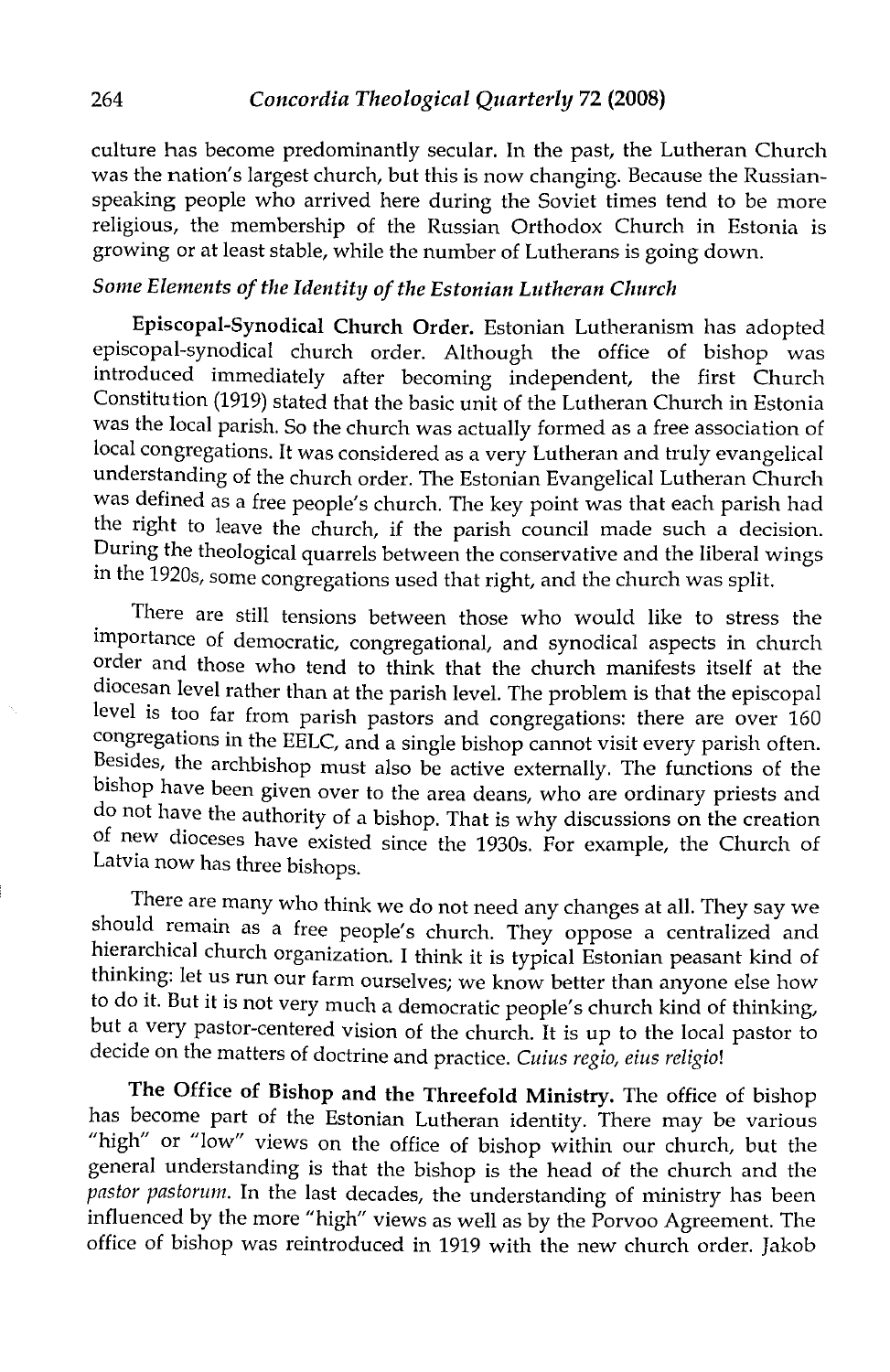culture has become predominantly secular. In the past, the Lutheran Church was the nation's largest church, but this is now changing. Because the Russian-speaking people who arrived here during the Soviet times tend to be more religious, the membership of the Russian Orthodox Church in Estonia is growing or at least stable, while the number of Lutherans is going down.

### *Some Elements of the Identity of the Estonian Lutheran Church*

**Episcopal-Synodical Church Order.** Estonian Lutheranism has adopted episcopal-synodical church order. Although the office of bishop was introduced immediately after becoming independent, the first Church Constitution (1919) stated that the basic unit of the Lutheran Church in Estonia was the local parish. So the church was actually formed as a free association of local congregations. It was considered as a very Lutheran and truly evangelical understanding of the church order. The Estonian Evangelical Lutheran Church was defined as a free people's church. The key point was that each parish had the right to leave the church, if the parish council made such a decision. During the theological quarrels between the conservative and the liberal wings in the 1920s, some congregations used that right, and the church was split.

There are still tensions between those who would like to stress the importance of democratic, congregational, and synodical aspects in church order and those who tend to think that the church manifests itself at the diocesan level rather than at the parish level. The problem is that the episcopal level is too far from parish pastors and congregations: there are over 160 congregations in the EELC, and a single bishop cannot visit every parish often. Besides, the archbishop must also be active externally. The functions of the bishop have been given over to the area deans, who are ordinary priests and do not have the authority of a bishop. That is why discussions on the creation of new dioceses have existed since the 1930s. For example, the Church of Latvia now has three bishops.

There are many who think we do not need any changes at all. They say we should remain as a free people's church. They oppose a centralized and hierarchical church organization. I think it is typical Estonian peasant kind of thinking: let us run our farm ourselves; we know better than anyone else how to do it. But it is not very much a democratic people's church kind of thinking, but a very pastor-centered vision of the church. It is up to the local pastor to decide on the matters of doctrine and practice. *Cuius regio, eius religio*!

**The Office of Bishop and the Threefold Ministry.** The office of bishop has become part of the Estonian Lutheran identity. There may be various "high" or "low" views on the office of bishop within our church, but the general understanding is that the bishop is the head of the church and the *pastor pastorum*. In the last decades, the understanding of ministry has been influenced by the more "high" views as well as by the Porvoo Agreement. The office of bishop was reintroduced in 1919 with the new church order. Jakob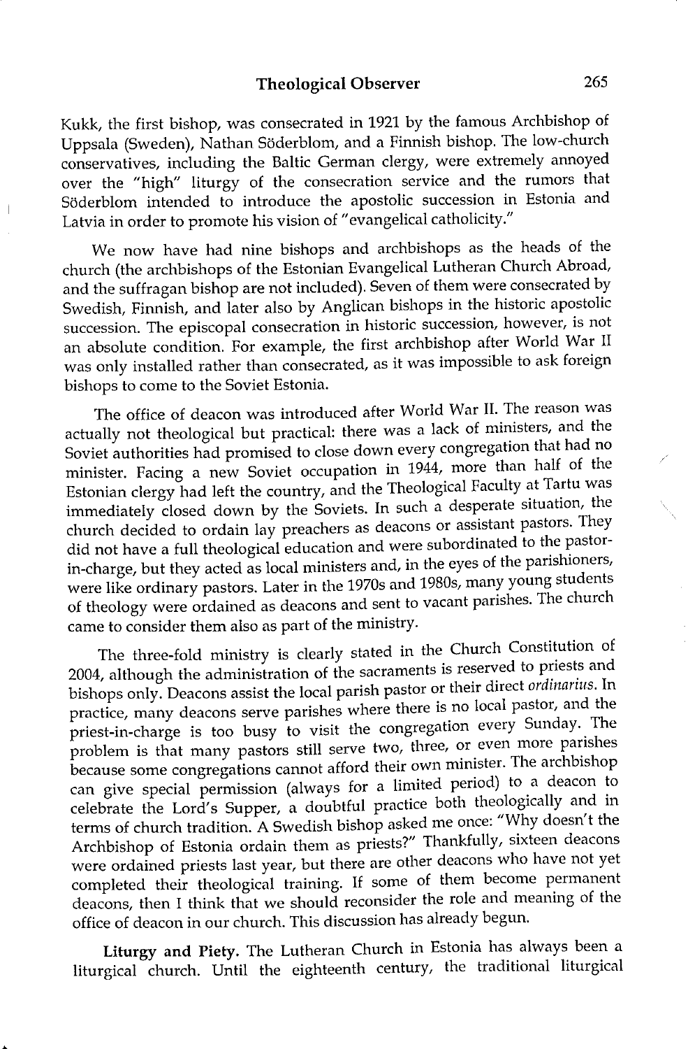Kukk, the first bishop, was consecrated in 1921 by the famous Archbishop of Uppsala (Sweden), Nathan Söderblom, and a Finnish bishop. The low-church conservatives, including the Baltic German clergy, were extremely annoyed over the "high" liturgy of the consecration service and the rumors that Söderblom intended to introduce the apostolic succession in Estonia and Latvia in order to promote his vision of "evangelical catholicity."

We now have had nine bishops and archbishops as the heads of the church (the archbishops of the Estonian Evangelical Lutheran Church Abroad, and the suffragan bishop are not included). Seven of them were consecrated by Swedish, Finnish, and later also by Anglican bishops in the historic apostolic succession. The episcopal consecration in historic succession, however, is not an absolute condition. For example, the first archbishop after World War II was only installed rather than consecrated, as it was impossible to ask foreign bishops to come to the Soviet Estonia.

The office of deacon was introduced after World War II. The reason was actually not theological but practical: there was a lack of ministers, and the Soviet authorities had promised to close down every congregation that had no minister. Facing a new Soviet occupation in 1944, more than half of the Estonian clergy had left the country, and the Theological Faculty at Tartu was immediately closed down by the Soviets. In such a desperate situation, the church decided to ordain lay preachers as deacons or assistant pastors. They did not have a full theological education and were subordinated to the pastor-in-charge, but they acted as local ministers and, in the eyes of the parishioners, were like ordinary pastors. Later in the 1970s and 1980s, many young students of theology were ordained as deacons and sent to vacant parishes. The church came to consider them also as part of the ministry.

The three-fold ministry is clearly stated in the Church Constitution of 2004, although the administration of the sacraments is reserved to priests and bishops only. Deacons assist the local parish pastor or their direct *ordinarius*. In practice, many deacons serve parishes where there is no local pastor, and the priest-in-charge is too busy to visit the congregation every Sunday. The problem is that many pastors still serve two, three, or even more parishes because some congregations cannot afford their own minister. The archbishop can give special permission (always for a limited period) to a deacon to celebrate the Lord's Supper, a doubtful practice both theologically and in terms of church tradition. A Swedish bishop asked me once: "Why doesn't the Archbishop of Estonia ordain them as priests?" Thankfully, sixteen deacons were ordained priests last year, but there are other deacons who have not yet completed their theological training. If some of them become permanent deacons, then I think that we should reconsider the role and meaning of the office of deacon in our church. This discussion has already begun.

**Liturgy and Piety.** The Lutheran Church in Estonia has always been a liturgical church. Until the eighteenth century, the traditional liturgical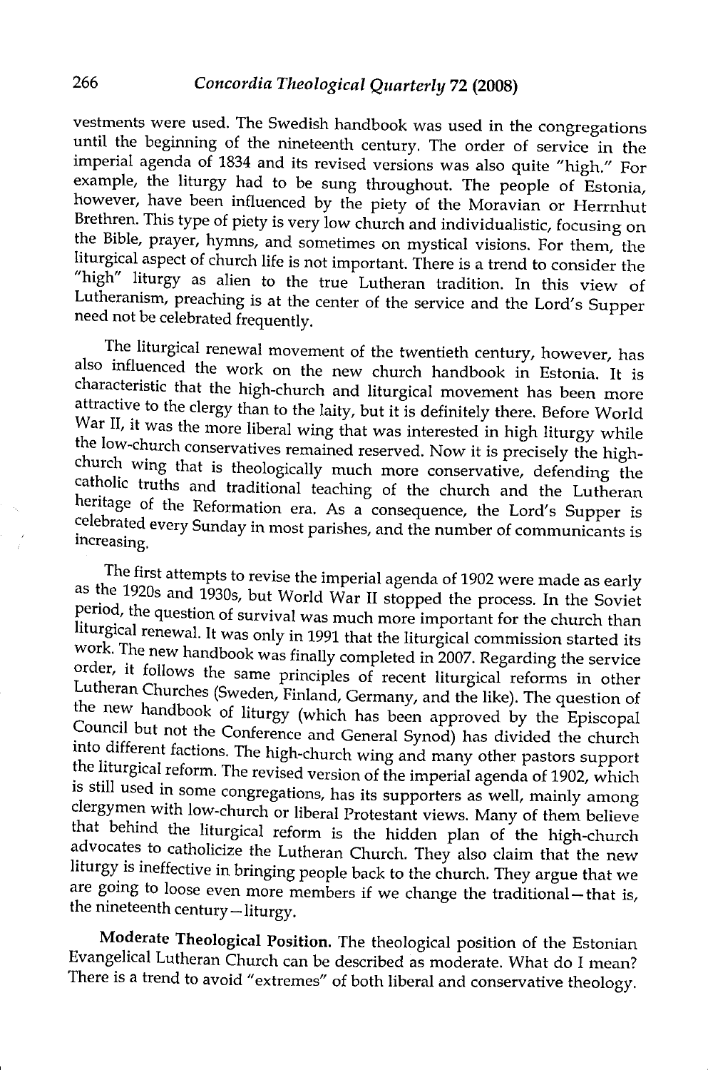vestments were used. The Swedish handbook was used in the congregations until the beginning of the nineteenth century. The order of service in the imperial agenda of 1834 and its revised versions was also quite "high." For example, the liturgy had to be sung throughout. The people of Estonia, however, have been influenced by the piety of the Moravian or Herrnhut Brethren. This type of piety is very low church and individualistic, focusing on the Bible, prayer, hymns, and sometimes on mystical visions. For them, the liturgical aspect of church life is not important. There is a trend to consider the "high" liturgy as alien to the true Lutheran tradition. In this view of Lutheranism, preaching is at the center of the service and the Lord's Supper need not be celebrated frequently.

The liturgical renewal movement of the twentieth century, however, has also influenced the work on the new church handbook in Estonia. It is characteristic that the high-church and liturgical movement has been more attractive to the clergy than to the laity, but it is definitely there. Before World War II, it was the more liberal wing that was interested in high liturgy while the low-church conservatives remained reserved. Now it is precisely the high-church wing that is theologically much more conservative, defending the catholic truths and traditional teaching of the church and the Lutheran heritage of the Reformation era. As a consequence, the Lord's Supper is celebrated every Sunday in most parishes, and the number of communicants is increasing.

The first attempts to revise the imperial agenda of 1902 were made as early as the 1920s and 1930s, but World War II stopped the process. In the Soviet period, the question of survival was much more important for the church than liturgical renewal. It was only in 1991 that the liturgical commission started its work. The new handbook was finally completed in 2007. Regarding the service order, it follows the same principles of recent liturgical reforms in other Lutheran Churches (Sweden, Finland, Germany, and the like). The question of the new handbook of liturgy (which has been approved by the Episcopal Council but not the Conference and General Synod) has divided the church into different factions. The high-church wing and many other pastors support the liturgical reform. The revised version of the imperial agenda of 1902, which is still used in some congregations, has its supporters as well, mainly among clergymen with low-church or liberal Protestant views. Many of them believe that behind the liturgical reform is the hidden plan of the high-church advocates to catholicize the Lutheran Church. They also claim that the new liturgy is ineffective in bringing people back to the church. They argue that we are going to loose even more members if we change the traditional—that is, the nineteenth century—liturgy.

**Moderate Theological Position.** The theological position of the Estonian Evangelical Lutheran Church can be described as moderate. What do I mean? There is a trend to avoid "extremes" of both liberal and conservative theology.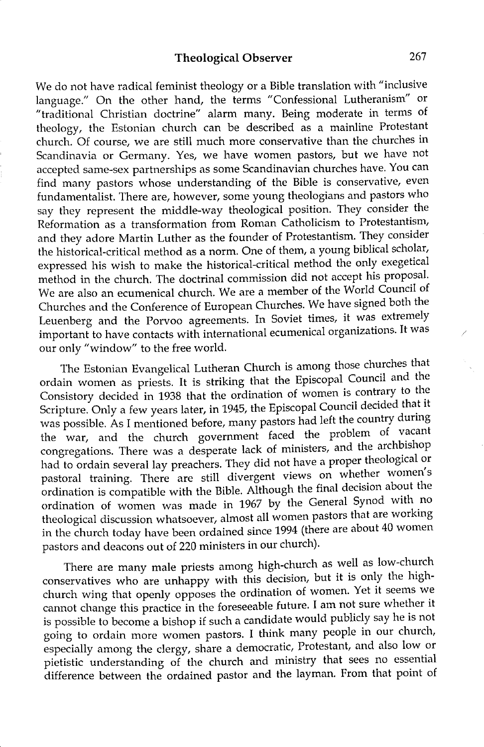We do not have radical feminist theology or a Bible translation with "inclusive language." On the other hand, the terms "Confessional Lutheranism" or "traditional Christian doctrine" alarm many. Being moderate in terms of theology, the Estonian church can be described as a mainline Protestant church. Of course, we are still much more conservative than the churches in Scandinavia or Germany. Yes, we have women pastors, but we have not accepted same-sex partnerships as some Scandinavian churches have. You can find many pastors whose understanding of the Bible is conservative, even fundamentalist. There are, however, some young theologians and pastors who say they represent the middle-way theological position. They consider the Reformation as a transformation from Roman Catholicism to Protestantism, and they adore Martin Luther as the founder of Protestantism. They consider the historical-critical method as a norm. One of them, a young biblical scholar, expressed his wish to make the historical-critical method the only exegetical method in the church. The doctrinal commission did not accept his proposal. We are also an ecumenical church. We are a member of the World Council of Churches and the Conference of European Churches. We have signed both the Leuenberg and the Porvoo agreements. In Soviet times, it was extremely important to have contacts with international ecumenical organizations. It was our only "window" to the free world.

The Estonian Evangelical Lutheran Church is among those churches that ordain women as priests. It is striking that the Episcopal Council and the Consistory decided in 1938 that the ordination of women is contrary to the Scripture. Only a few years later, in 1945, the Episcopal Council decided that it was possible. As I mentioned before, many pastors had left the country during the war, and the church government faced the problem of vacant congregations. There was a desperate lack of ministers, and the archbishop had to ordain several lay preachers. They did not have a proper theological or pastoral training. There are still divergent views on whether women's ordination is compatible with the Bible. Although the final decision about the ordination of women was made in 1967 by the General Synod with no theological discussion whatsoever, almost all women pastors that are working in the church today have been ordained since 1994 (there are about 40 women pastors and deacons out of 220 ministers in our church).

There are many male priests among high-church as well as low-church conservatives who are unhappy with this decision, but it is only the high-church wing that openly opposes the ordination of women. Yet it seems we cannot change this practice in the foreseeable future. I am not sure whether it is possible to become a bishop if such a candidate would publicly say he is not going to ordain more women pastors. I think many people in our church, especially among the clergy, share a democratic, Protestant, and also low or pietistic understanding of the church and ministry that sees no essential difference between the ordained pastor and the layman. From that point of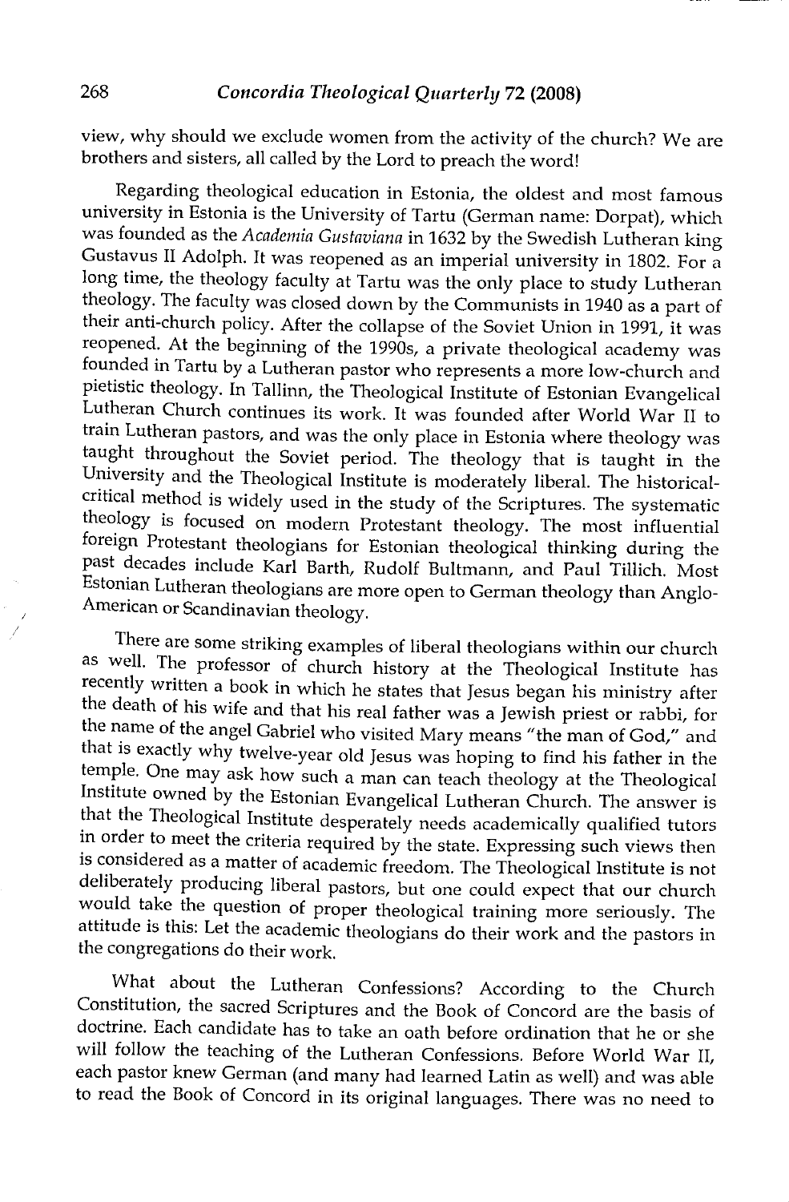view, why should we exclude women from the activity of the church? We are brothers and sisters, all called by the Lord to preach the word!

Regarding theological education in Estonia, the oldest and most famous university in Estonia is the University of Tartu (German name: Dorpat), which was founded as the *Academia Gustaviana* in 1632 by the Swedish Lutheran king Gustavus II Adolph. It was reopened as an imperial university in 1802. For a long time, the theology faculty at Tartu was the only place to study Lutheran theology. The faculty was closed down by the Communists in 1940 as a part of their anti-church policy. After the collapse of the Soviet Union in 1991, it was reopened. At the beginning of the 1990s, a private theological academy was founded in Tartu by a Lutheran pastor who represents a more low-church and pietistic theology. In Tallinn, the Theological Institute of Estonian Evangelical Lutheran Church continues its work. It was founded after World War II to train Lutheran pastors, and was the only place in Estonia where theology was taught throughout the Soviet period. The theology that is taught in the University and the Theological Institute is moderately liberal. The historical-critical method is widely used in the study of the Scriptures. The systematic theology is focused on modern Protestant theology. The most influential foreign Protestant theologians for Estonian theological thinking during the past decades include Karl Barth, Rudolf Bultmann, and Paul Tillich. Most Estonian Lutheran theologians are more open to German theology than Anglo-American or Scandinavian theology.

There are some striking examples of liberal theologians within our church as well. The professor of church history at the Theological Institute has recently written a book in which he states that Jesus began his ministry after the death of his wife and that his real father was a Jewish priest or rabbi, for the name of the angel Gabriel who visited Mary means "the man of God," and that is exactly why twelve-year old Jesus was hoping to find his father in the temple. One may ask how such a man can teach theology at the Theological Institute owned by the Estonian Evangelical Lutheran Church. The answer is that the Theological Institute desperately needs academically qualified tutors in order to meet the criteria required by the state. Expressing such views then is considered as a matter of academic freedom. The Theological Institute is not deliberately producing liberal pastors, but one could expect that our church would take the question of proper theological training more seriously. The attitude is this: Let the academic theologians do their work and the pastors in the congregations do their work.

What about the Lutheran Confessions? According to the Church Constitution, the sacred Scriptures and the Book of Concord are the basis of doctrine. Each candidate has to take an oath before ordination that he or she will follow the teaching of the Lutheran Confessions. Before World War II, each pastor knew German (and many had learned Latin as well) and was able to read the Book of Concord in its original languages. There was no need to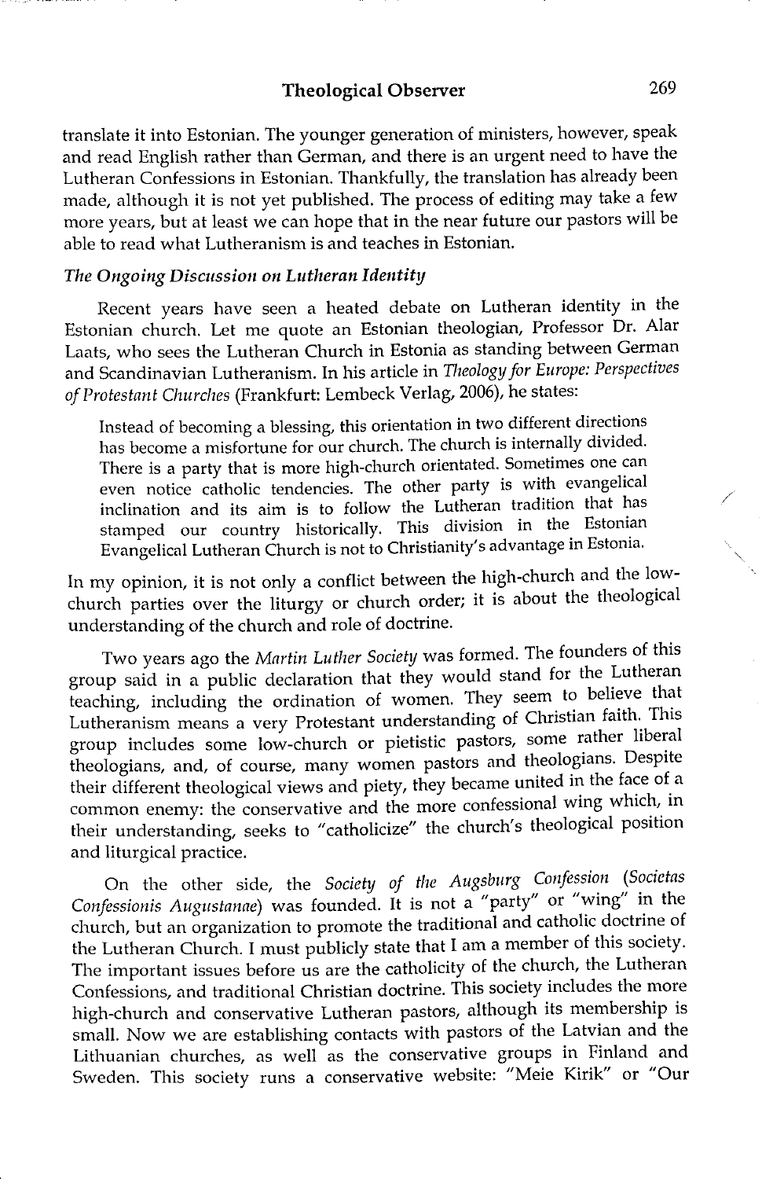translate it into Estonian. The younger generation of ministers, however, speak and read English rather than German, and there is an urgent need to have the Lutheran Confessions in Estonian. Thankfully, the translation has already been made, although it is not yet published. The process of editing may take a few more years, but at least we can hope that in the near future our pastors will be able to read what Lutheranism is and teaches in Estonian.

*The Ongoing Discussion on Lutheran Identity*

Recent years have seen a heated debate on Lutheran identity in the Estonian church. Let me quote an Estonian theologian, Professor Dr. Alar Laats, who sees the Lutheran Church in Estonia as standing between German and Scandinavian Lutheranism. In his article in *Theology for Europe: Perspectives of Protestant Churches* (Frankfurt: Lembeck Verlag, 2006), he states:

> Instead of becoming a blessing, this orientation in two different directions has become a misfortune for our church. The church is internally divided. There is a party that is more high-church orientated. Sometimes one can even notice catholic tendencies. The other party is with evangelical inclination and its aim is to follow the Lutheran tradition that has stamped our country historically. This division in the Estonian Evangelical Lutheran Church is not to Christianity's advantage in Estonia.

In my opinion, it is not only a conflict between the high-church and the low-church parties over the liturgy or church order; it is about the theological understanding of the church and role of doctrine.

Two years ago the *Martin Luther Society* was formed. The founders of this group said in a public declaration that they would stand for the Lutheran teaching, including the ordination of women. They seem to believe that Lutheranism means a very Protestant understanding of Christian faith. This group includes some low-church or pietistic pastors, some rather liberal theologians, and, of course, many women pastors and theologians. Despite their different theological views and piety, they became united in the face of a common enemy: the conservative and the more confessional wing which, in their understanding, seeks to "catholicize" the church's theological position and liturgical practice.

On the other side, the *Society of the Augsburg Confession* (*Societas Confessionis Augustanae*) was founded. It is not a "party" or "wing" in the church, but an organization to promote the traditional and catholic doctrine of the Lutheran Church. I must publicly state that I am a member of this society. The important issues before us are the catholicity of the church, the Lutheran Confessions, and traditional Christian doctrine. This society includes the more high-church and conservative Lutheran pastors, although its membership is small. Now we are establishing contacts with pastors of the Latvian and the Lithuanian churches, as well as the conservative groups in Finland and Sweden. This society runs a conservative website: "Meie Kirik" or "Our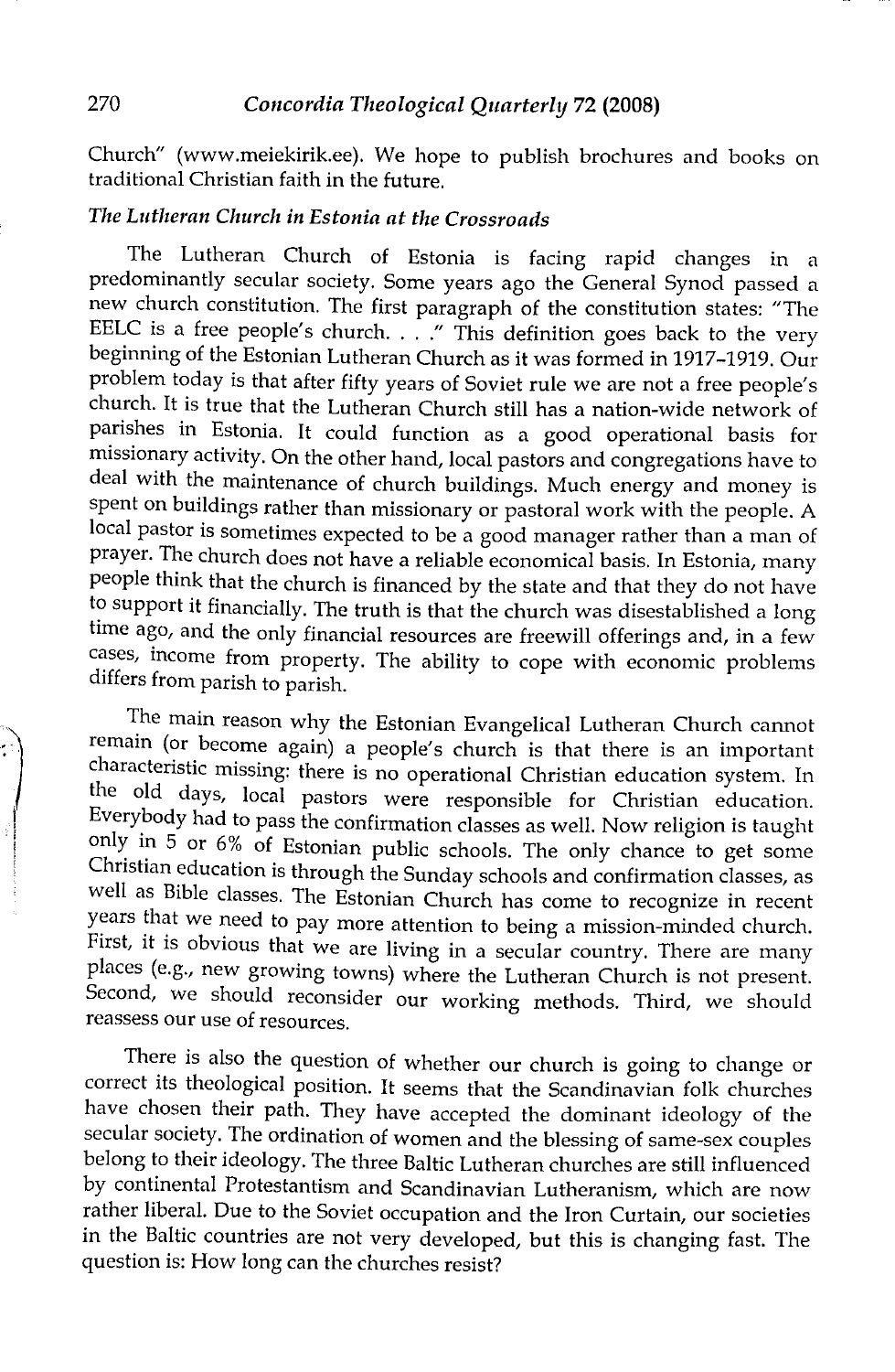Church" (www.meiekirik.ee). We hope to publish brochures and books on traditional Christian faith in the future.

### *The Lutheran Church in Estonia at the Crossroads*

The Lutheran Church of Estonia is facing rapid changes in a predominantly secular society. Some years ago the General Synod passed a new church constitution. The first paragraph of the constitution states: "The EELC is a free people's church. . . ." This definition goes back to the very beginning of the Estonian Lutheran Church as it was formed in 1917–1919. Our problem today is that after fifty years of Soviet rule we are not a free people's church. It is true that the Lutheran Church still has a nation-wide network of parishes in Estonia. It could function as a good operational basis for missionary activity. On the other hand, local pastors and congregations have to deal with the maintenance of church buildings. Much energy and money is spent on buildings rather than missionary or pastoral work with the people. A local pastor is sometimes expected to be a good manager rather than a man of prayer. The church does not have a reliable economical basis. In Estonia, many people think that the church is financed by the state and that they do not have to support it financially. The truth is that the church was disestablished a long time ago, and the only financial resources are freewill offerings and, in a few cases, income from property. The ability to cope with economic problems differs from parish to parish.

The main reason why the Estonian Evangelical Lutheran Church cannot remain (or become again) a people's church is that there is an important characteristic missing: there is no operational Christian education system. In the old days, local pastors were responsible for Christian education. Everybody had to pass the confirmation classes as well. Now religion is taught only in 5 or 6% of Estonian public schools. The only chance to get some Christian education is through the Sunday schools and confirmation classes, as well as Bible classes. The Estonian Church has come to recognize in recent years that we need to pay more attention to being a mission-minded church. First, it is obvious that we are living in a secular country. There are many places (e.g., new growing towns) where the Lutheran Church is not present. Second, we should reconsider our working methods. Third, we should reassess our use of resources.

There is also the question of whether our church is going to change or correct its theological position. It seems that the Scandinavian folk churches have chosen their path. They have accepted the dominant ideology of the secular society. The ordination of women and the blessing of same-sex couples belong to their ideology. The three Baltic Lutheran churches are still influenced by continental Protestantism and Scandinavian Lutheranism, which are now rather liberal. Due to the Soviet occupation and the Iron Curtain, our societies in the Baltic countries are not very developed, but this is changing fast. The question is: How long can the churches resist?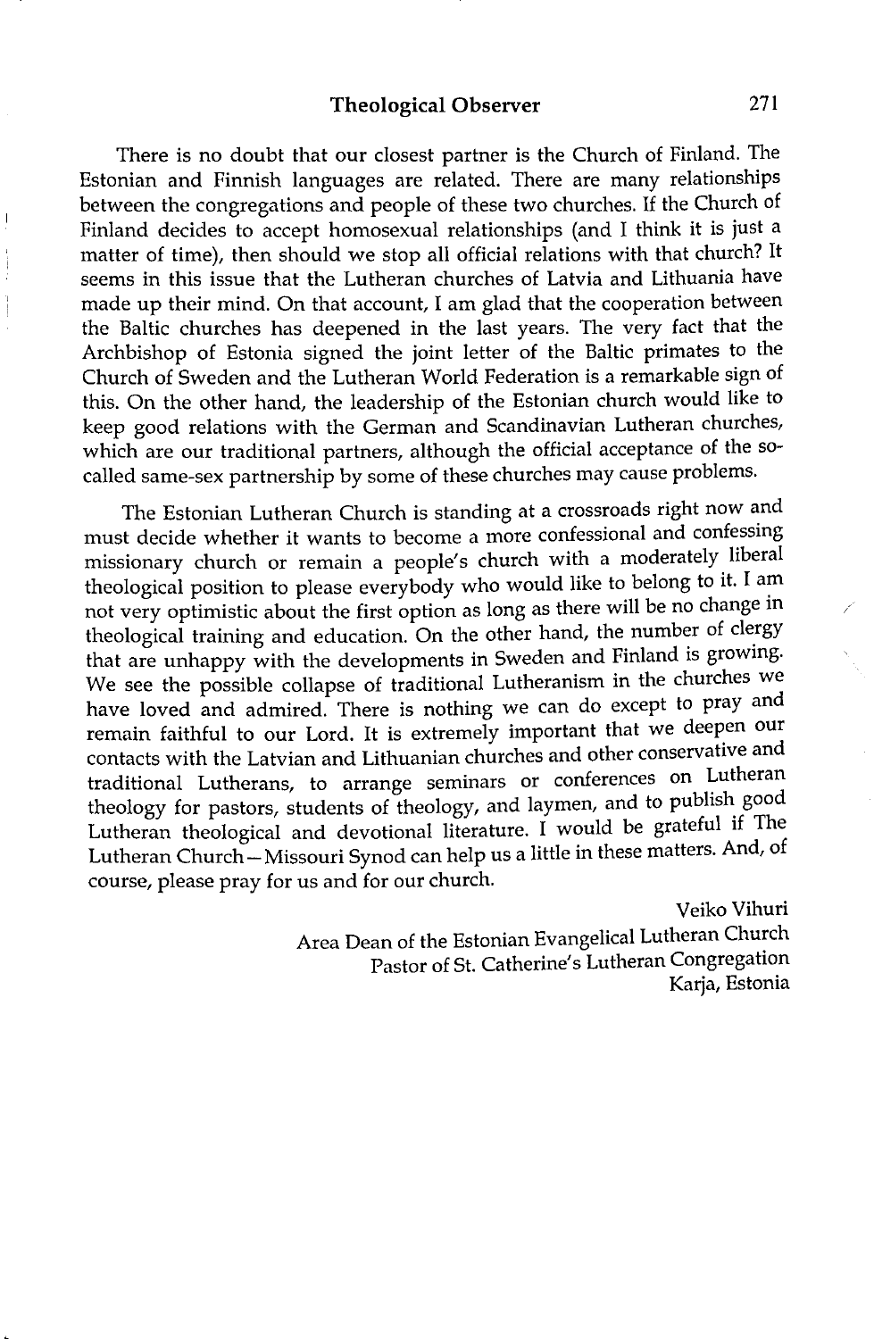There is no doubt that our closest partner is the Church of Finland. The Estonian and Finnish languages are related. There are many relationships between the congregations and people of these two churches. If the Church of Finland decides to accept homosexual relationships (and I think it is just a matter of time), then should we stop all official relations with that church? It seems in this issue that the Lutheran churches of Latvia and Lithuania have made up their mind. On that account, I am glad that the cooperation between the Baltic churches has deepened in the last years. The very fact that the Archbishop of Estonia signed the joint letter of the Baltic primates to the Church of Sweden and the Lutheran World Federation is a remarkable sign of this. On the other hand, the leadership of the Estonian church would like to keep good relations with the German and Scandinavian Lutheran churches, which are our traditional partners, although the official acceptance of the so-called same-sex partnership by some of these churches may cause problems.

The Estonian Lutheran Church is standing at a crossroads right now and must decide whether it wants to become a more confessional and confessing missionary church or remain a people's church with a moderately liberal theological position to please everybody who would like to belong to it. I am not very optimistic about the first option as long as there will be no change in theological training and education. On the other hand, the number of clergy that are unhappy with the developments in Sweden and Finland is growing. We see the possible collapse of traditional Lutheranism in the churches we have loved and admired. There is nothing we can do except to pray and remain faithful to our Lord. It is extremely important that we deepen our contacts with the Latvian and Lithuanian churches and other conservative and traditional Lutherans, to arrange seminars or conferences on Lutheran theology for pastors, students of theology, and laymen, and to publish good Lutheran theological and devotional literature. I would be grateful if The Lutheran Church—Missouri Synod can help us a little in these matters. And, of course, please pray for us and for our church.

Veiko Vihuri
Area Dean of the Estonian Evangelical Lutheran Church
Pastor of St. Catherine's Lutheran Congregation
Karja, Estonia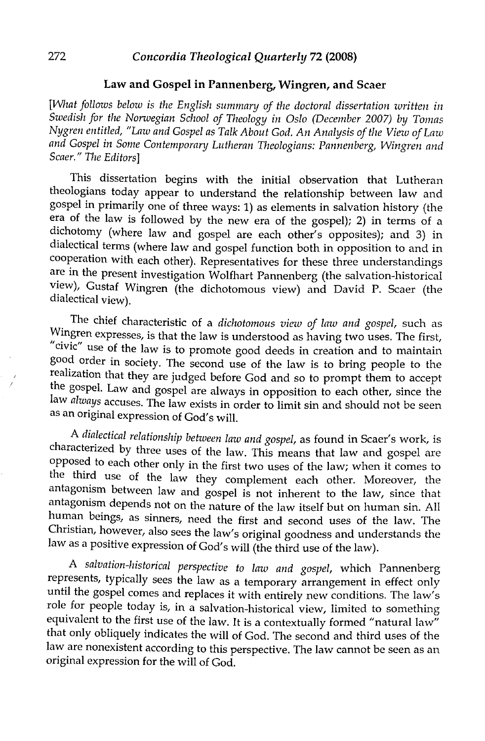## Law and Gospel in Pannenberg, Wingren, and Scaer

*[What follows below is the English summary of the doctoral dissertation written in Swedish for the Norwegian School of Theology in Oslo (December 2007) by Tomas Nygren entitled, "Law and Gospel as Talk About God. An Analysis of the View of Law and Gospel in Some Contemporary Lutheran Theologians: Pannenberg, Wingren and Scaer." The Editors]*

This dissertation begins with the initial observation that Lutheran theologians today appear to understand the relationship between law and gospel in primarily one of three ways: 1) as elements in salvation history (the era of the law is followed by the new era of the gospel); 2) in terms of a dichotomy (where law and gospel are each other's opposites); and 3) in dialectical terms (where law and gospel function both in opposition to and in cooperation with each other). Representatives for these three understandings are in the present investigation Wolfhart Pannenberg (the salvation-historical view), Gustaf Wingren (the dichotomous view) and David P. Scaer (the dialectical view).

The chief characteristic of a *dichotomous view of law and gospel*, such as Wingren expresses, is that the law is understood as having two uses. The first, "civic" use of the law is to promote good deeds in creation and to maintain good order in society. The second use of the law is to bring people to the realization that they are judged before God and so to prompt them to accept the gospel. Law and gospel are always in opposition to each other, since the law *always* accuses. The law exists in order to limit sin and should not be seen as an original expression of God's will.

A *dialectical relationship between law and gospel*, as found in Scaer's work, is characterized by three uses of the law. This means that law and gospel are opposed to each other only in the first two uses of the law; when it comes to the third use of the law they complement each other. Moreover, the antagonism between law and gospel is not inherent to the law, since that antagonism depends not on the nature of the law itself but on human sin. All human beings, as sinners, need the first and second uses of the law. The Christian, however, also sees the law's original goodness and understands the law as a positive expression of God's will (the third use of the law).

A *salvation-historical perspective to law and gospel*, which Pannenberg represents, typically sees the law as a temporary arrangement in effect only until the gospel comes and replaces it with entirely new conditions. The law's role for people today is, in a salvation-historical view, limited to something equivalent to the first use of the law. It is a contextually formed "natural law" that only obliquely indicates the will of God. The second and third uses of the law are nonexistent according to this perspective. The law cannot be seen as an original expression for the will of God.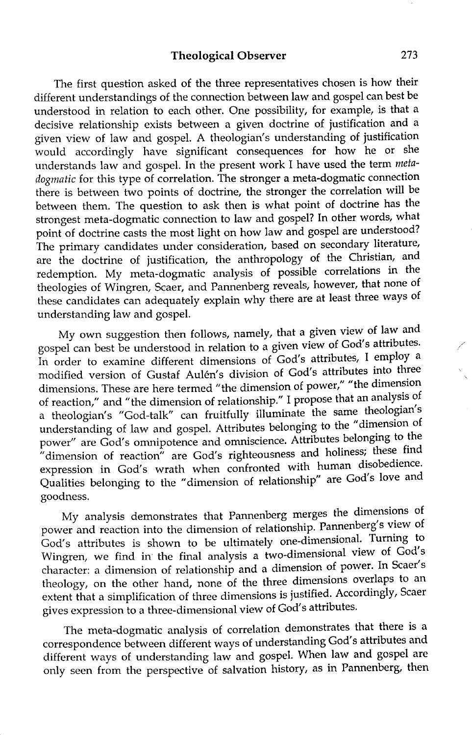The first question asked of the three representatives chosen is how their different understandings of the connection between law and gospel can best be understood in relation to each other. One possibility, for example, is that a decisive relationship exists between a given doctrine of justification and a given view of law and gospel. A theologian's understanding of justification would accordingly have significant consequences for how he or she understands law and gospel. In the present work I have used the term *meta-dogmatic* for this type of correlation. The stronger a meta-dogmatic connection there is between two points of doctrine, the stronger the correlation will be between them. The question to ask then is what point of doctrine has the strongest meta-dogmatic connection to law and gospel? In other words, what point of doctrine casts the most light on how law and gospel are understood? The primary candidates under consideration, based on secondary literature, are the doctrine of justification, the anthropology of the Christian, and redemption. My meta-dogmatic analysis of possible correlations in the theologies of Wingren, Scaer, and Pannenberg reveals, however, that none of these candidates can adequately explain why there are at least three ways of understanding law and gospel.

My own suggestion then follows, namely, that a given view of law and gospel can best be understood in relation to a given view of God's attributes. In order to examine different dimensions of God's attributes, I employ a modified version of Gustaf Aulén's division of God's attributes into three dimensions. These are here termed "the dimension of power," "the dimension of reaction," and "the dimension of relationship." I propose that an analysis of a theologian's "God-talk" can fruitfully illuminate the same theologian's understanding of law and gospel. Attributes belonging to the "dimension of power" are God's omnipotence and omniscience. Attributes belonging to the "dimension of reaction" are God's righteousness and holiness; these find expression in God's wrath when confronted with human disobedience. Qualities belonging to the "dimension of relationship" are God's love and goodness.

My analysis demonstrates that Pannenberg merges the dimensions of power and reaction into the dimension of relationship. Pannenberg's view of God's attributes is shown to be ultimately one-dimensional. Turning to Wingren, we find in the final analysis a two-dimensional view of God's character: a dimension of relationship and a dimension of power. In Scaer's theology, on the other hand, none of the three dimensions overlaps to an extent that a simplification of three dimensions is justified. Accordingly, Scaer gives expression to a three-dimensional view of God's attributes.

The meta-dogmatic analysis of correlation demonstrates that there is a correspondence between different ways of understanding God's attributes and different ways of understanding law and gospel. When law and gospel are only seen from the perspective of salvation history, as in Pannenberg, then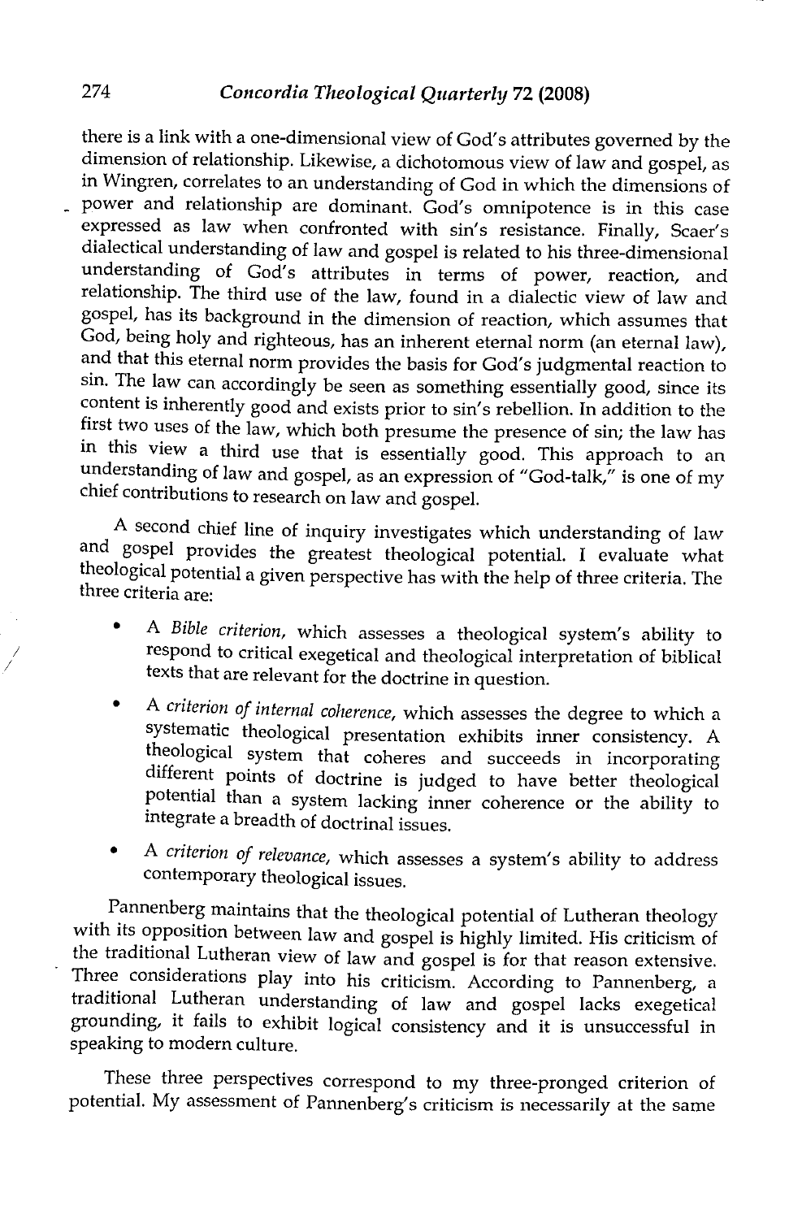there is a link with a one-dimensional view of God's attributes governed by the dimension of relationship. Likewise, a dichotomous view of law and gospel, as in Wingren, correlates to an understanding of God in which the dimensions of power and relationship are dominant. God's omnipotence is in this case expressed as law when confronted with sin's resistance. Finally, Scaer's dialectical understanding of law and gospel is related to his three-dimensional understanding of God's attributes in terms of power, reaction, and relationship. The third use of the law, found in a dialectic view of law and gospel, has its background in the dimension of reaction, which assumes that God, being holy and righteous, has an inherent eternal norm (an eternal law), and that this eternal norm provides the basis for God's judgmental reaction to sin. The law can accordingly be seen as something essentially good, since its content is inherently good and exists prior to sin's rebellion. In addition to the first two uses of the law, which both presume the presence of sin; the law has in this view a third use that is essentially good. This approach to an understanding of law and gospel, as an expression of "God-talk," is one of my chief contributions to research on law and gospel.

A second chief line of inquiry investigates which understanding of law and gospel provides the greatest theological potential. I evaluate what theological potential a given perspective has with the help of three criteria. The three criteria are:

- A *Bible criterion*, which assesses a theological system's ability to respond to critical exegetical and theological interpretation of biblical texts that are relevant for the doctrine in question.
- A *criterion of internal coherence*, which assesses the degree to which a systematic theological presentation exhibits inner consistency. A theological system that coheres and succeeds in incorporating different points of doctrine is judged to have better theological potential than a system lacking inner coherence or the ability to integrate a breadth of doctrinal issues.
- A *criterion of relevance*, which assesses a system's ability to address contemporary theological issues.

Pannenberg maintains that the theological potential of Lutheran theology with its opposition between law and gospel is highly limited. His criticism of the traditional Lutheran view of law and gospel is for that reason extensive. Three considerations play into his criticism. According to Pannenberg, a traditional Lutheran understanding of law and gospel lacks exegetical grounding, it fails to exhibit logical consistency and it is unsuccessful in speaking to modern culture.

These three perspectives correspond to my three-pronged criterion of potential. My assessment of Pannenberg's criticism is necessarily at the same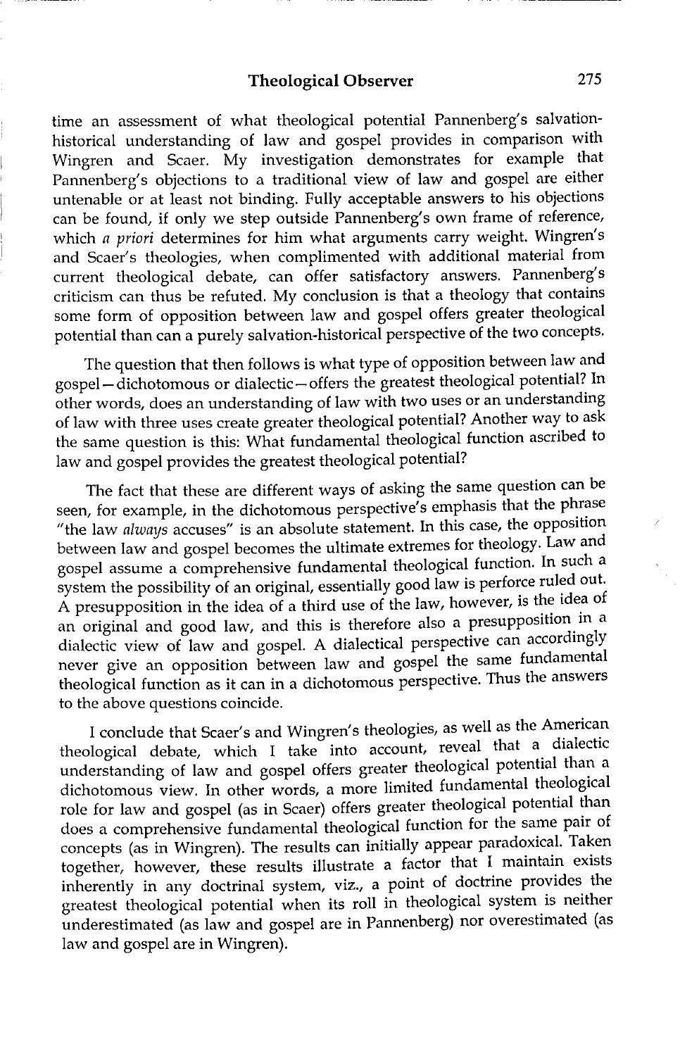time an assessment of what theological potential Pannenberg's salvation-historical understanding of law and gospel provides in comparison with Wingren and Scaer. My investigation demonstrates for example that Pannenberg's objections to a traditional view of law and gospel are either untenable or at least not binding. Fully acceptable answers to his objections can be found, if only we step outside Pannenberg's own frame of reference, which *a priori* determines for him what arguments carry weight. Wingren's and Scaer's theologies, when complimented with additional material from current theological debate, can offer satisfactory answers. Pannenberg's criticism can thus be refuted. My conclusion is that a theology that contains some form of opposition between law and gospel offers greater theological potential than can a purely salvation-historical perspective of the two concepts.

The question that then follows is what type of opposition between law and gospel—dichotomous or dialectic—offers the greatest theological potential? In other words, does an understanding of law with two uses or an understanding of law with three uses create greater theological potential? Another way to ask the same question is this: What fundamental theological function ascribed to law and gospel provides the greatest theological potential?

The fact that these are different ways of asking the same question can be seen, for example, in the dichotomous perspective's emphasis that the phrase "the law *always* accuses" is an absolute statement. In this case, the opposition between law and gospel becomes the ultimate extremes for theology. Law and gospel assume a comprehensive fundamental theological function. In such a system the possibility of an original, essentially good law is perforce ruled out. A presupposition in the idea of a third use of the law, however, is the idea of an original and good law, and this is therefore also a presupposition in a dialectic view of law and gospel. A dialectical perspective can accordingly never give an opposition between law and gospel the same fundamental theological function as it can in a dichotomous perspective. Thus the answers to the above questions coincide.

I conclude that Scaer's and Wingren's theologies, as well as the American theological debate, which I take into account, reveal that a dialectic understanding of law and gospel offers greater theological potential than a dichotomous view. In other words, a more limited fundamental theological role for law and gospel (as in Scaer) offers greater theological potential than does a comprehensive fundamental theological function for the same pair of concepts (as in Wingren). The results can initially appear paradoxical. Taken together, however, these results illustrate a factor that I maintain exists inherently in any doctrinal system, viz., a point of doctrine provides the greatest theological potential when its roll in theological system is neither underestimated (as law and gospel are in Pannenberg) nor overestimated (as law and gospel are in Wingren).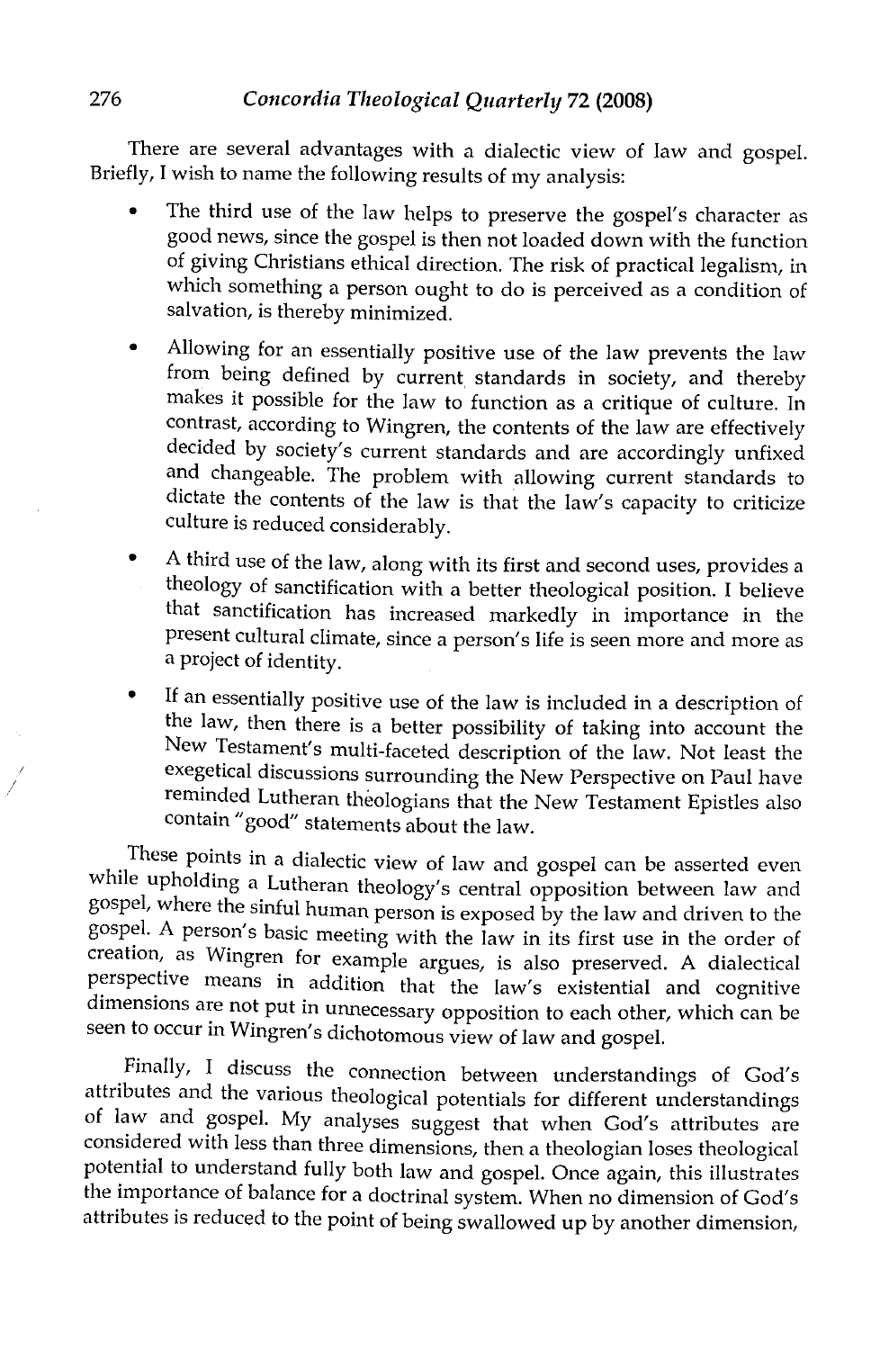There are several advantages with a dialectic view of law and gospel. Briefly, I wish to name the following results of my analysis:

- The third use of the law helps to preserve the gospel's character as good news, since the gospel is then not loaded down with the function of giving Christians ethical direction. The risk of practical legalism, in which something a person ought to do is perceived as a condition of salvation, is thereby minimized.
- Allowing for an essentially positive use of the law prevents the law from being defined by current standards in society, and thereby makes it possible for the law to function as a critique of culture. In contrast, according to Wingren, the contents of the law are effectively decided by society's current standards and are accordingly unfixed and changeable. The problem with allowing current standards to dictate the contents of the law is that the law's capacity to criticize culture is reduced considerably.
- A third use of the law, along with its first and second uses, provides a theology of sanctification with a better theological position. I believe that sanctification has increased markedly in importance in the present cultural climate, since a person's life is seen more and more as a project of identity.
- If an essentially positive use of the law is included in a description of the law, then there is a better possibility of taking into account the New Testament's multi-faceted description of the law. Not least the exegetical discussions surrounding the New Perspective on Paul have reminded Lutheran theologians that the New Testament Epistles also contain "good" statements about the law.

These points in a dialectic view of law and gospel can be asserted even while upholding a Lutheran theology's central opposition between law and gospel, where the sinful human person is exposed by the law and driven to the gospel. A person's basic meeting with the law in its first use in the order of creation, as Wingren for example argues, is also preserved. A dialectical perspective means in addition that the law's existential and cognitive dimensions are not put in unnecessary opposition to each other, which can be seen to occur in Wingren's dichotomous view of law and gospel.

Finally, I discuss the connection between understandings of God's attributes and the various theological potentials for different understandings of law and gospel. My analyses suggest that when God's attributes are considered with less than three dimensions, then a theologian loses theological potential to understand fully both law and gospel. Once again, this illustrates the importance of balance for a doctrinal system. When no dimension of God's attributes is reduced to the point of being swallowed up by another dimension,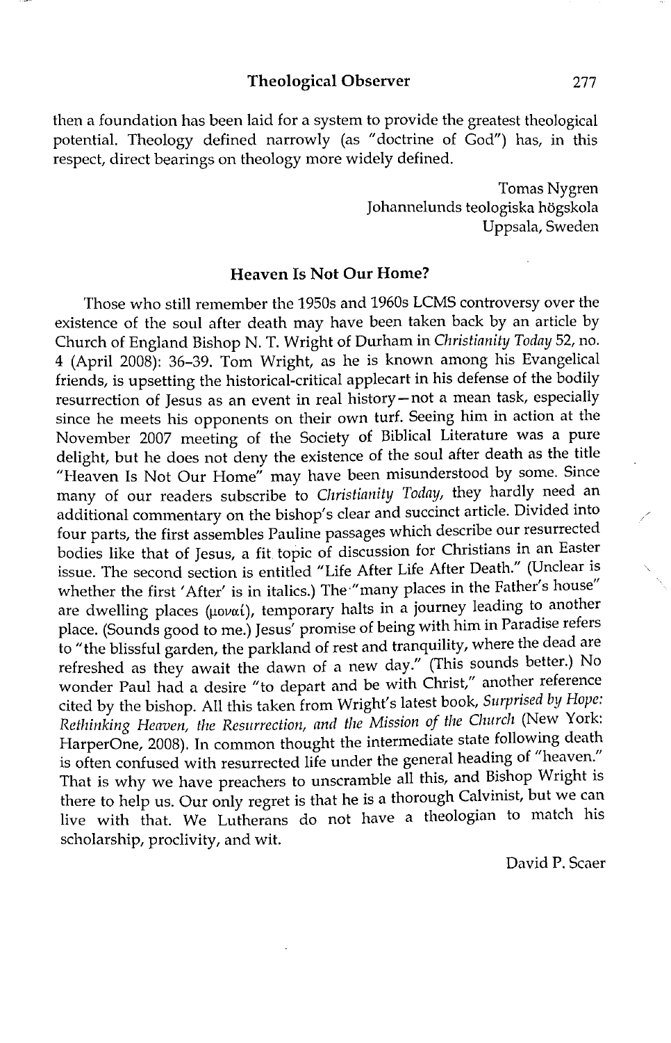then a foundation has been laid for a system to provide the greatest theological potential. Theology defined narrowly (as "doctrine of God") has, in this respect, direct bearings on theology more widely defined.

Tomas Nygren
Johannelunds teologiska högskola
Uppsala, Sweden

## Heaven Is Not Our Home?

Those who still remember the 1950s and 1960s LCMS controversy over the existence of the soul after death may have been taken back by an article by Church of England Bishop N. T. Wright of Durham in *Christianity Today* 52, no. 4 (April 2008): 36–39. Tom Wright, as he is known among his Evangelical friends, is upsetting the historical-critical applecart in his defense of the bodily resurrection of Jesus as an event in real history—not a mean task, especially since he meets his opponents on their own turf. Seeing him in action at the November 2007 meeting of the Society of Biblical Literature was a pure delight, but he does not deny the existence of the soul after death as the title "Heaven Is Not Our Home" may have been misunderstood by some. Since many of our readers subscribe to *Christianity Today*, they hardly need an additional commentary on the bishop's clear and succinct article. Divided into four parts, the first assembles Pauline passages which describe our resurrected bodies like that of Jesus, a fit topic of discussion for Christians in an Easter issue. The second section is entitled "Life After Life After Death." (Unclear is whether the first 'After' is in italics.) The "many places in the Father's house" are dwelling places (μοναί), temporary halts in a journey leading to another place. (Sounds good to me.) Jesus' promise of being with him in Paradise refers to "the blissful garden, the parkland of rest and tranquility, where the dead are refreshed as they await the dawn of a new day." (This sounds better.) No wonder Paul had a desire "to depart and be with Christ," another reference cited by the bishop. All this taken from Wright's latest book, *Surprised by Hope: Rethinking Heaven, the Resurrection, and the Mission of the Church* (New York: HarperOne, 2008). In common thought the intermediate state following death is often confused with resurrected life under the general heading of "heaven." That is why we have preachers to unscramble all this, and Bishop Wright is there to help us. Our only regret is that he is a thorough Calvinist, but we can live with that. We Lutherans do not have a theologian to match his scholarship, proclivity, and wit.

David P. Scaer